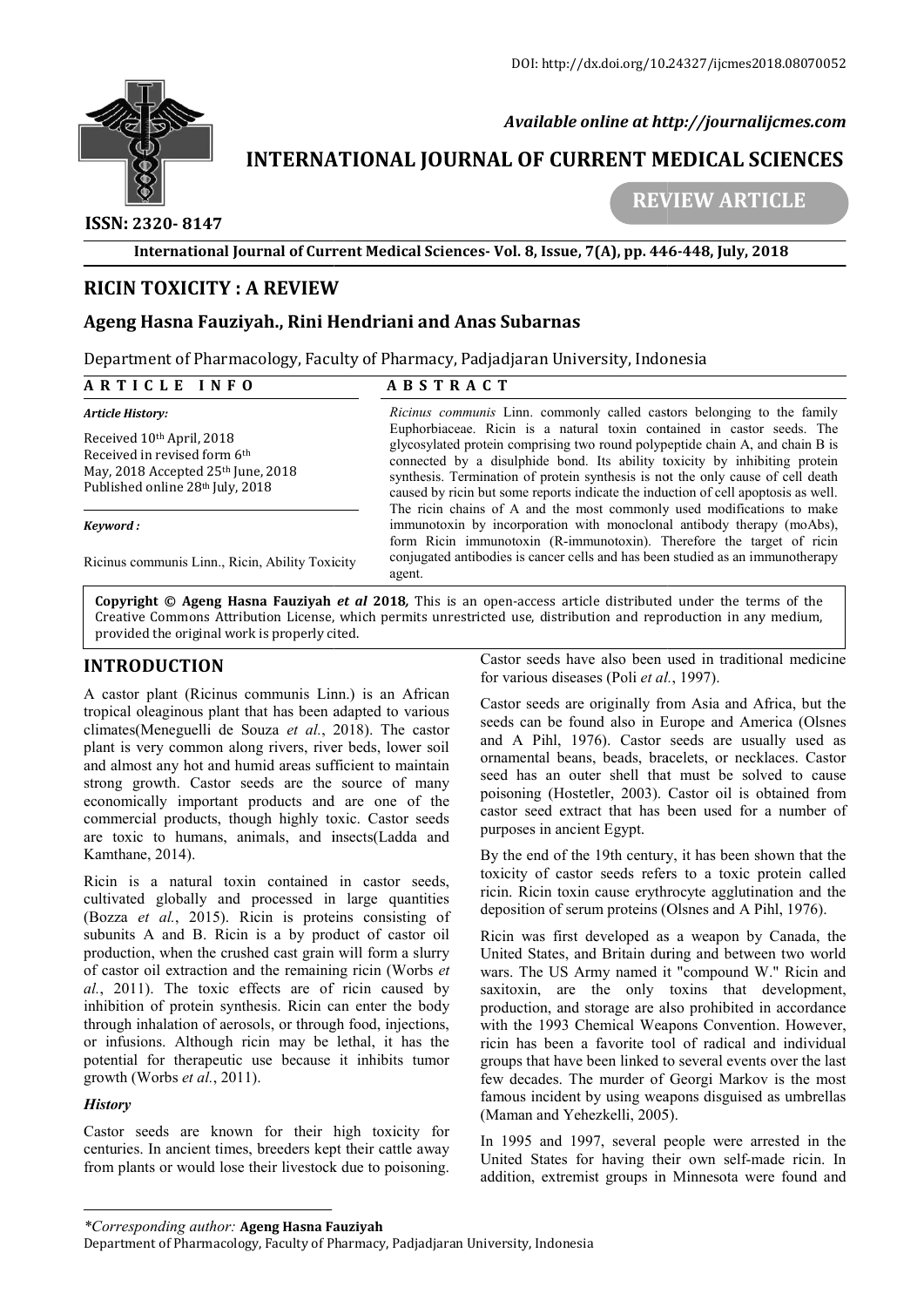DOI: http://dx.doi.org/10.24327/ijcmes2018.08070052

*Available online at http://journalijcmes.com*

# INTERNATIONAL JOURNAL OF CURRENT MEDICAL SCIENCES

**REVIEW ARTICLE**

**ISSN: 2320- 8147**

**International Journal of Current Medical Sciences- Vol. 8, Issue, 7(A), pp. 446-448, July, 2018**

# RICIN TOXICITY : A REVIEW

## Ageng Hasna Fauziyah., Rini Hendriani and Anas Subarnas

Department of Pharmacology, Faculty of Pharmacy, Padjadjaran University, Indonesia

**ARTICLE INFO**

*Article History:*

Received 10th April, 2018
Received in revised form 6th May, 2018 Accepted 25th June, 2018
Published online 28th July, 2018

*Keyword :*

Ricinus communis Linn., Ricin, Ability Toxicity

**ABSTRACT**

*Ricinus communis* Linn. commonly called castors belonging to the family Euphorbiaceae. Ricin is a natural toxin contained in castor seeds. The glycosylated protein comprising two round polypeptide chain A, and chain B is connected by a disulphide bond. Its ability toxicity by inhibiting protein synthesis. Termination of protein synthesis is not the only cause of cell death caused by ricin but some reports indicate the induction of cell apoptosis as well. The ricin chains of A and the most commonly used modifications to make immunotoxin by incorporation with monoclonal antibody therapy (moAbs), form Ricin immunotoxin (R-immunotoxin). Therefore the target of ricin conjugated antibodies is cancer cells and has been studied as an immunotherapy agent.

**Copyright © Ageng Hasna Fauziyah *et al* 2018,** This is an open-access article distributed under the terms of the Creative Commons Attribution License, which permits unrestricted use, distribution and reproduction in any medium, provided the original work is properly cited.

## INTRODUCTION

A castor plant (Ricinus communis Linn.) is an African tropical oleaginous plant that has been adapted to various climates(Meneguelli de Souza *et al.*, 2018). The castor plant is very common along rivers, river beds, lower soil and almost any hot and humid areas sufficient to maintain strong growth. Castor seeds are the source of many economically important products and are one of the commercial products, though highly toxic. Castor seeds are toxic to humans, animals, and insects(Ladda and Kamthane, 2014).

Ricin is a natural toxin contained in castor seeds, cultivated globally and processed in large quantities (Bozza *et al.*, 2015). Ricin is proteins consisting of subunits A and B. Ricin is a by product of castor oil production, when the crushed cast grain will form a slurry of castor oil extraction and the remaining ricin (Worbs *et al.*, 2011). The toxic effects are of ricin caused by inhibition of protein synthesis. Ricin can enter the body through inhalation of aerosols, or through food, injections, or infusions. Although ricin may be lethal, it has the potential for therapeutic use because it inhibits tumor growth (Worbs *et al.*, 2011).

### *History*

Castor seeds are known for their high toxicity for centuries. In ancient times, breeders kept their cattle away from plants or would lose their livestock due to poisoning. Castor seeds have also been used in traditional medicine for various diseases (Poli *et al.*, 1997).

Castor seeds are originally from Asia and Africa, but the seeds can be found also in Europe and America (Olsnes and A Pihl, 1976). Castor seeds are usually used as ornamental beans, beads, bracelets, or necklaces. Castor seed has an outer shell that must be solved to cause poisoning (Hostetler, 2003). Castor oil is obtained from castor seed extract that has been used for a number of purposes in ancient Egypt.

By the end of the 19th century, it has been shown that the toxicity of castor seeds refers to a toxic protein called ricin. Ricin toxin cause erythrocyte agglutination and the deposition of serum proteins (Olsnes and A Pihl, 1976).

Ricin was first developed as a weapon by Canada, the United States, and Britain during and between two world wars. The US Army named it "compound W." Ricin and saxitoxin, are the only toxins that development, production, and storage are also prohibited in accordance with the 1993 Chemical Weapons Convention. However, ricin has been a favorite tool of radical and individual groups that have been linked to several events over the last few decades. The murder of Georgi Markov is the most famous incident by using weapons disguised as umbrellas (Maman and Yehezkelli, 2005).

In 1995 and 1997, several people were arrested in the United States for having their own self-made ricin. In addition, extremist groups in Minnesota were found and

---

*\*Corresponding author:* **Ageng Hasna Fauziyah**
Department of Pharmacology, Faculty of Pharmacy, Padjadjaran University, Indonesia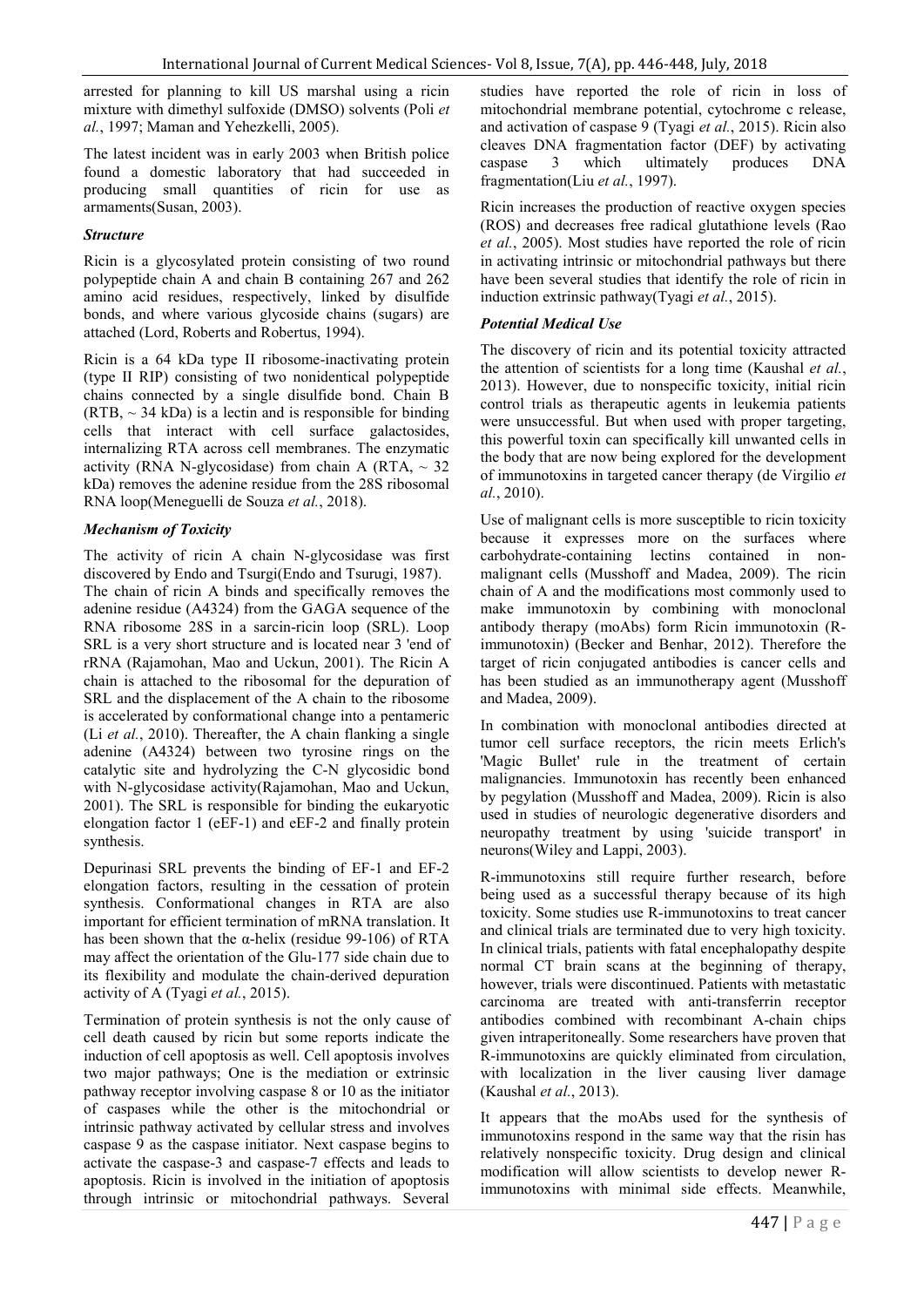arrested for planning to kill US marshal using a ricin mixture with dimethyl sulfoxide (DMSO) solvents (Poli *et al.*, 1997; Maman and Yehezkelli, 2005).

The latest incident was in early 2003 when British police found a domestic laboratory that had succeeded in producing small quantities of ricin for use as armaments(Susan, 2003).

### *Structure*

Ricin is a glycosylated protein consisting of two round polypeptide chain A and chain B containing 267 and 262 amino acid residues, respectively, linked by disulfide bonds, and where various glycoside chains (sugars) are attached (Lord, Roberts and Robertus, 1994).

Ricin is a 64 kDa type II ribosome-inactivating protein (type II RIP) consisting of two nonidentical polypeptide chains connected by a single disulfide bond. Chain B (RTB, ~ 34 kDa) is a lectin and is responsible for binding cells that interact with cell surface galactosides, internalizing RTA across cell membranes. The enzymatic activity (RNA N-glycosidase) from chain A (RTA, ~ 32 kDa) removes the adenine residue from the 28S ribosomal RNA loop(Meneguelli de Souza *et al.*, 2018).

### *Mechanism of Toxicity*

The activity of ricin A chain N-glycosidase was first discovered by Endo and Tsurgi(Endo and Tsurugi, 1987). The chain of ricin A binds and specifically removes the adenine residue (A4324) from the GAGA sequence of the RNA ribosome 28S in a sarcin-ricin loop (SRL). Loop SRL is a very short structure and is located near 3 'end of rRNA (Rajamohan, Mao and Uckun, 2001). The Ricin A chain is attached to the ribosomal for the depuration of SRL and the displacement of the A chain to the ribosome is accelerated by conformational change into a pentameric (Li *et al.*, 2010). Thereafter, the A chain flanking a single adenine (A4324) between two tyrosine rings on the catalytic site and hydrolyzing the C-N glycosidic bond with N-glycosidase activity(Rajamohan, Mao and Uckun, 2001). The SRL is responsible for binding the eukaryotic elongation factor 1 (eEF-1) and eEF-2 and finally protein synthesis.

Depurinasi SRL prevents the binding of EF-1 and EF-2 elongation factors, resulting in the cessation of protein synthesis. Conformational changes in RTA are also important for efficient termination of mRNA translation. It has been shown that the α-helix (residue 99-106) of RTA may affect the orientation of the Glu-177 side chain due to its flexibility and modulate the chain-derived depuration activity of A (Tyagi *et al.*, 2015).

Termination of protein synthesis is not the only cause of cell death caused by ricin but some reports indicate the induction of cell apoptosis as well. Cell apoptosis involves two major pathways; One is the mediation or extrinsic pathway receptor involving caspase 8 or 10 as the initiator of caspases while the other is the mitochondrial or intrinsic pathway activated by cellular stress and involves caspase 9 as the caspase initiator. Next caspase begins to activate the caspase-3 and caspase-7 effects and leads to apoptosis. Ricin is involved in the initiation of apoptosis through intrinsic or mitochondrial pathways. Several studies have reported the role of ricin in loss of mitochondrial membrane potential, cytochrome c release, and activation of caspase 9 (Tyagi *et al.*, 2015). Ricin also cleaves DNA fragmentation factor (DEF) by activating caspase 3 which ultimately produces DNA fragmentation(Liu *et al.*, 1997).

Ricin increases the production of reactive oxygen species (ROS) and decreases free radical glutathione levels (Rao *et al.*, 2005). Most studies have reported the role of ricin in activating intrinsic or mitochondrial pathways but there have been several studies that identify the role of ricin in induction extrinsic pathway(Tyagi *et al.*, 2015).

### *Potential Medical Use*

The discovery of ricin and its potential toxicity attracted the attention of scientists for a long time (Kaushal *et al.*, 2013). However, due to nonspecific toxicity, initial ricin control trials as therapeutic agents in leukemia patients were unsuccessful. But when used with proper targeting, this powerful toxin can specifically kill unwanted cells in the body that are now being explored for the development of immunotoxins in targeted cancer therapy (de Virgilio *et al.*, 2010).

Use of malignant cells is more susceptible to ricin toxicity because it expresses more on the surfaces where carbohydrate-containing lectins contained in non-malignant cells (Musshoff and Madea, 2009). The ricin chain of A and the modifications most commonly used to make immunotoxin by combining with monoclonal antibody therapy (moAbs) form Ricin immunotoxin (R-immunotoxin) (Becker and Benhar, 2012). Therefore the target of ricin conjugated antibodies is cancer cells and has been studied as an immunotherapy agent (Musshoff and Madea, 2009).

In combination with monoclonal antibodies directed at tumor cell surface receptors, the ricin meets Erlich's 'Magic Bullet' rule in the treatment of certain malignancies. Immunotoxin has recently been enhanced by pegylation (Musshoff and Madea, 2009). Ricin is also used in studies of neurologic degenerative disorders and neuropathy treatment by using 'suicide transport' in neurons(Wiley and Lappi, 2003).

R-immunotoxins still require further research, before being used as a successful therapy because of its high toxicity. Some studies use R-immunotoxins to treat cancer and clinical trials are terminated due to very high toxicity. In clinical trials, patients with fatal encephalopathy despite normal CT brain scans at the beginning of therapy, however, trials were discontinued. Patients with metastatic carcinoma are treated with anti-transferrin receptor antibodies combined with recombinant A-chain chips given intraperitoneally. Some researchers have proven that R-immunotoxins are quickly eliminated from circulation, with localization in the liver causing liver damage (Kaushal *et al.*, 2013).

It appears that the moAbs used for the synthesis of immunotoxins respond in the same way that the risin has relatively nonspecific toxicity. Drug design and clinical modification will allow scientists to develop newer R-immunotoxins with minimal side effects. Meanwhile,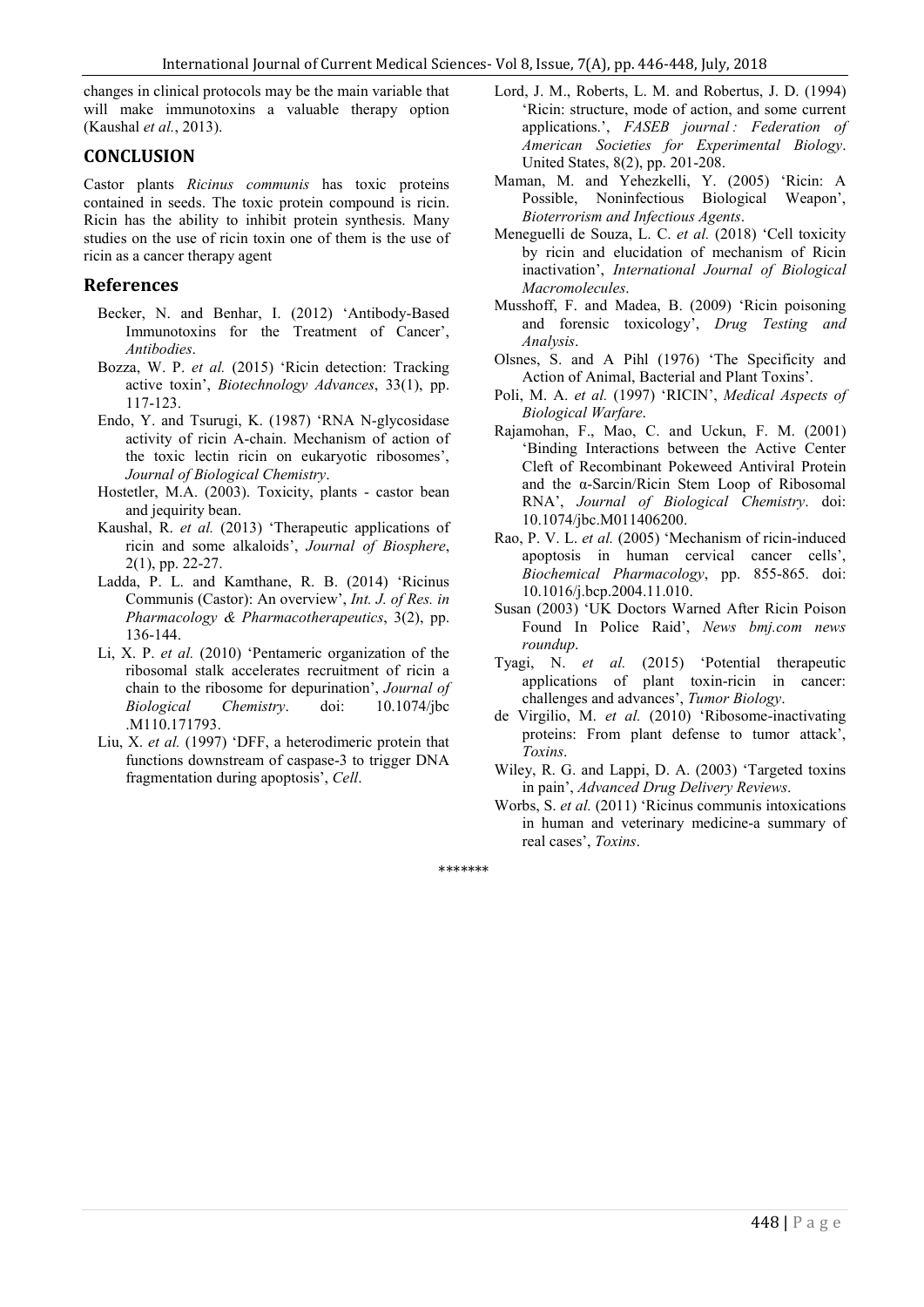changes in clinical protocols may be the main variable that will make immunotoxins a valuable therapy option (Kaushal *et al.*, 2013).

## CONCLUSION

Castor plants *Ricinus communis* has toxic proteins contained in seeds. The toxic protein compound is ricin. Ricin has the ability to inhibit protein synthesis. Many studies on the use of ricin toxin one of them is the use of ricin as a cancer therapy agent

## References

- Becker, N. and Benhar, I. (2012) 'Antibody-Based Immunotoxins for the Treatment of Cancer', *Antibodies*.
- Bozza, W. P. *et al.* (2015) 'Ricin detection: Tracking active toxin', *Biotechnology Advances*, 33(1), pp. 117-123.
- Endo, Y. and Tsurugi, K. (1987) 'RNA N-glycosidase activity of ricin A-chain. Mechanism of action of the toxic lectin ricin on eukaryotic ribosomes', *Journal of Biological Chemistry*.
- Hostetler, M.A. (2003). Toxicity, plants - castor bean and jequirity bean.
- Kaushal, R. *et al.* (2013) 'Therapeutic applications of ricin and some alkaloids', *Journal of Biosphere*, 2(1), pp. 22-27.
- Ladda, P. L. and Kamthane, R. B. (2014) 'Ricinus Communis (Castor): An overview', *Int. J. of Res. in Pharmacology & Pharmacotherapeutics*, 3(2), pp. 136-144.
- Li, X. P. *et al.* (2010) 'Pentameric organization of the ribosomal stalk accelerates recruitment of ricin a chain to the ribosome for depurination', *Journal of Biological Chemistry*. doi: 10.1074/jbc .M110.171793.
- Liu, X. *et al.* (1997) 'DFF, a heterodimeric protein that functions downstream of caspase-3 to trigger DNA fragmentation during apoptosis', *Cell*.
- Lord, J. M., Roberts, L. M. and Robertus, J. D. (1994) 'Ricin: structure, mode of action, and some current applications.', *FASEB journal : Federation of American Societies for Experimental Biology*. United States, 8(2), pp. 201-208.
- Maman, M. and Yehezkelli, Y. (2005) 'Ricin: A Possible, Noninfectious Biological Weapon', *Bioterrorism and Infectious Agents*.
- Meneguelli de Souza, L. C. *et al.* (2018) 'Cell toxicity by ricin and elucidation of mechanism of Ricin inactivation', *International Journal of Biological Macromolecules*.
- Musshoff, F. and Madea, B. (2009) 'Ricin poisoning and forensic toxicology', *Drug Testing and Analysis*.
- Olsnes, S. and A Pihl (1976) 'The Specificity and Action of Animal, Bacterial and Plant Toxins'.
- Poli, M. A. *et al.* (1997) 'RICIN', *Medical Aspects of Biological Warfare*.
- Rajamohan, F., Mao, C. and Uckun, F. M. (2001) 'Binding Interactions between the Active Center Cleft of Recombinant Pokeweed Antiviral Protein and the α-Sarcin/Ricin Stem Loop of Ribosomal RNA', *Journal of Biological Chemistry*. doi: 10.1074/jbc.M011406200.
- Rao, P. V. L. *et al.* (2005) 'Mechanism of ricin-induced apoptosis in human cervical cancer cells', *Biochemical Pharmacology*, pp. 855-865. doi: 10.1016/j.bcp.2004.11.010.
- Susan (2003) 'UK Doctors Warned After Ricin Poison Found In Police Raid', *News bmj.com news roundup*.
- Tyagi, N. *et al.* (2015) 'Potential therapeutic applications of plant toxin-ricin in cancer: challenges and advances', *Tumor Biology*.
- de Virgilio, M. *et al.* (2010) 'Ribosome-inactivating proteins: From plant defense to tumor attack', *Toxins*.
- Wiley, R. G. and Lappi, D. A. (2003) 'Targeted toxins in pain', *Advanced Drug Delivery Reviews*.
- Worbs, S. *et al.* (2011) 'Ricinus communis intoxications in human and veterinary medicine-a summary of real cases', *Toxins*.

*******